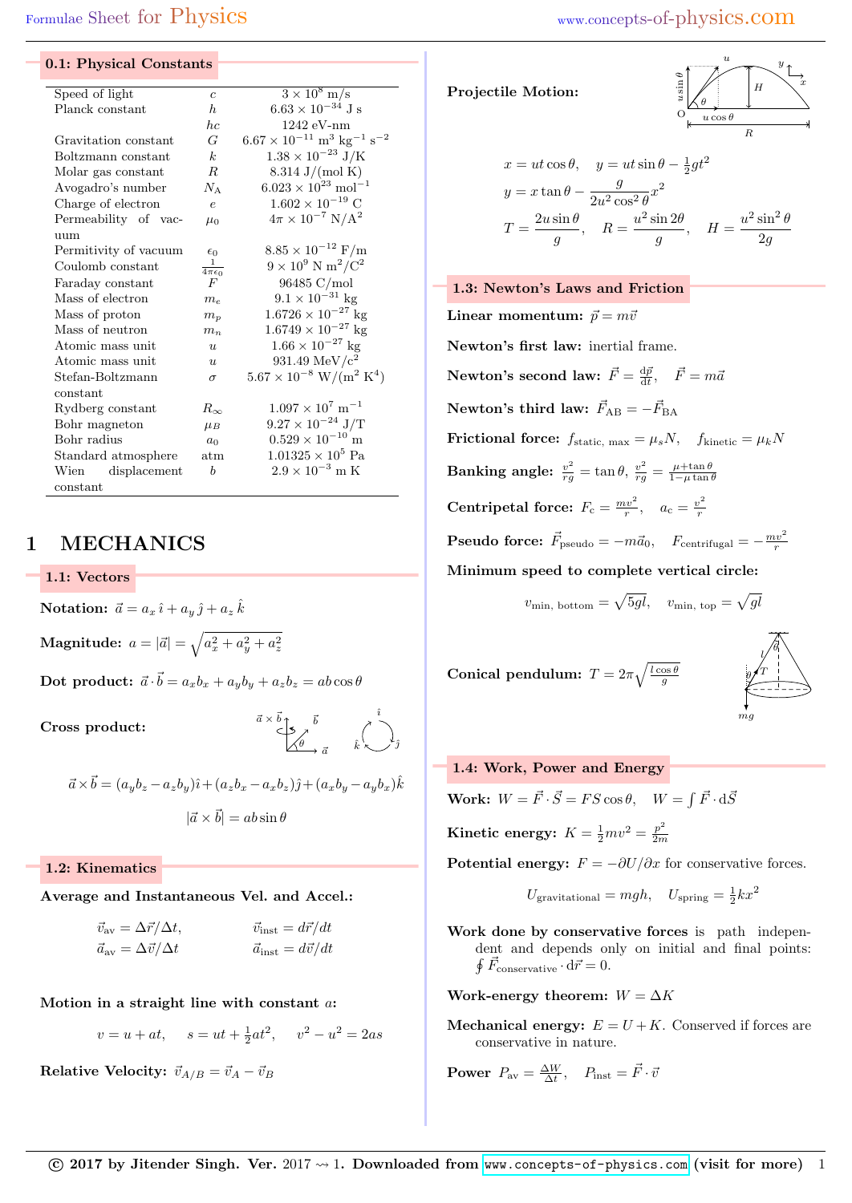## 0.1: Physical Constants

| | | |
|---|---|---|
| Speed of light | $c$ | $3 \times 10^8$ m/s |
| Planck constant | $h$ | $6.63 \times 10^{-34}$ J s |
| | $hc$ | 1242 eV-nm |
| Gravitation constant | $G$ | $6.67 \times 10^{-11}$ m$^3$ kg$^{-1}$ s$^{-2}$ |
| Boltzmann constant | $k$ | $1.38 \times 10^{-23}$ J/K |
| Molar gas constant | $R$ | 8.314 J/(mol K) |
| Avogadro's number | $N_A$ | $6.023 \times 10^{23}$ mol$^{-1}$ |
| Charge of electron | $e$ | $1.602 \times 10^{-19}$ C |
| Permeability of vacuum | $\mu_0$ | $4\pi \times 10^{-7}$ N/A$^2$ |
| Permitivity of vacuum | $\epsilon_0$ | $8.85 \times 10^{-12}$ F/m |
| Coulomb constant | $\frac{1}{4\pi\epsilon_0}$ | $9 \times 10^9$ N m$^2$/C$^2$ |
| Faraday constant | $F$ | 96485 C/mol |
| Mass of electron | $m_e$ | $9.1 \times 10^{-31}$ kg |
| Mass of proton | $m_p$ | $1.6726 \times 10^{-27}$ kg |
| Mass of neutron | $m_n$ | $1.6749 \times 10^{-27}$ kg |
| Atomic mass unit | $u$ | $1.66 \times 10^{-27}$ kg |
| Atomic mass unit | $u$ | 931.49 MeV/c$^2$ |
| Stefan-Boltzmann constant | $\sigma$ | $5.67 \times 10^{-8}$ W/(m$^2$ K$^4$) |
| Rydberg constant | $R_\infty$ | $1.097 \times 10^7$ m$^{-1}$ |
| Bohr magneton | $\mu_B$ | $9.27 \times 10^{-24}$ J/T |
| Bohr radius | $a_0$ | $0.529 \times 10^{-10}$ m |
| Standard atmosphere | atm | $1.01325 \times 10^5$ Pa |
| Wien displacement constant | $b$ | $2.9 \times 10^{-3}$ m K |

# 1 MECHANICS

## 1.1: Vectors

**Notation:** $\vec{a} = a_x\,\hat{\imath} + a_y\,\hat{\jmath} + a_z\,\hat{k}$

**Magnitude:** $a = |\vec{a}| = \sqrt{a_x^2 + a_y^2 + a_z^2}$

**Dot product:** $\vec{a}\cdot\vec{b} = a_x b_x + a_y b_y + a_z b_z = ab\cos\theta$

**Cross product:**

$$\vec{a}\times\vec{b} = (a_y b_z - a_z b_y)\hat{\imath} + (a_z b_x - a_x b_z)\hat{\jmath} + (a_x b_y - a_y b_x)\hat{k}$$

$$|\vec{a}\times\vec{b}| = ab\sin\theta$$

## 1.2: Kinematics

**Average and Instantaneous Vel. and Accel.:**

$$\vec{v}_{\text{av}} = \Delta\vec{r}/\Delta t, \qquad \vec{v}_{\text{inst}} = d\vec{r}/dt$$
$$\vec{a}_{\text{av}} = \Delta\vec{v}/\Delta t \qquad \vec{a}_{\text{inst}} = d\vec{v}/dt$$

**Motion in a straight line with constant $a$:**

$$v = u + at, \quad s = ut + \tfrac{1}{2}at^2, \quad v^2 - u^2 = 2as$$

**Relative Velocity:** $\vec{v}_{A/B} = \vec{v}_A - \vec{v}_B$

**Projectile Motion:**

$$x = ut\cos\theta, \quad y = ut\sin\theta - \tfrac{1}{2}gt^2$$
$$y = x\tan\theta - \frac{g}{2u^2\cos^2\theta}x^2$$
$$T = \frac{2u\sin\theta}{g}, \quad R = \frac{u^2\sin 2\theta}{g}, \quad H = \frac{u^2\sin^2\theta}{2g}$$

## 1.3: Newton's Laws and Friction

**Linear momentum:** $\vec{p} = m\vec{v}$

**Newton's first law:** inertial frame.

**Newton's second law:** $\vec{F} = \frac{d\vec{p}}{dt}, \quad \vec{F} = m\vec{a}$

**Newton's third law:** $\vec{F}_{\text{AB}} = -\vec{F}_{\text{BA}}$

**Frictional force:** $f_{\text{static, max}} = \mu_s N, \quad f_{\text{kinetic}} = \mu_k N$

**Banking angle:** $\frac{v^2}{rg} = \tan\theta, \frac{v^2}{rg} = \frac{\mu + \tan\theta}{1 - \mu\tan\theta}$

**Centripetal force:** $F_c = \frac{mv^2}{r}, \quad a_c = \frac{v^2}{r}$

**Pseudo force:** $\vec{F}_{\text{pseudo}} = -m\vec{a}_0, \quad F_{\text{centrifugal}} = -\frac{mv^2}{r}$

**Minimum speed to complete vertical circle:**

$$v_{\text{min, bottom}} = \sqrt{5gl}, \quad v_{\text{min, top}} = \sqrt{gl}$$

**Conical pendulum:** $T = 2\pi\sqrt{\frac{l\cos\theta}{g}}$

## 1.4: Work, Power and Energy

**Work:** $W = \vec{F}\cdot\vec{S} = FS\cos\theta, \quad W = \int \vec{F}\cdot d\vec{S}$

**Kinetic energy:** $K = \frac{1}{2}mv^2 = \frac{p^2}{2m}$

**Potential energy:** $F = -\partial U/\partial x$ for conservative forces.

$$U_{\text{gravitational}} = mgh, \quad U_{\text{spring}} = \tfrac{1}{2}kx^2$$

**Work done by conservative forces** is path independent and depends only on initial and final points: $\oint \vec{F}_{\text{conservative}}\cdot d\vec{r} = 0$.

**Work-energy theorem:** $W = \Delta K$

**Mechanical energy:** $E = U + K$. Conserved if forces are conservative in nature.

**Power** $P_{\text{av}} = \frac{\Delta W}{\Delta t}, \quad P_{\text{inst}} = \vec{F}\cdot\vec{v}$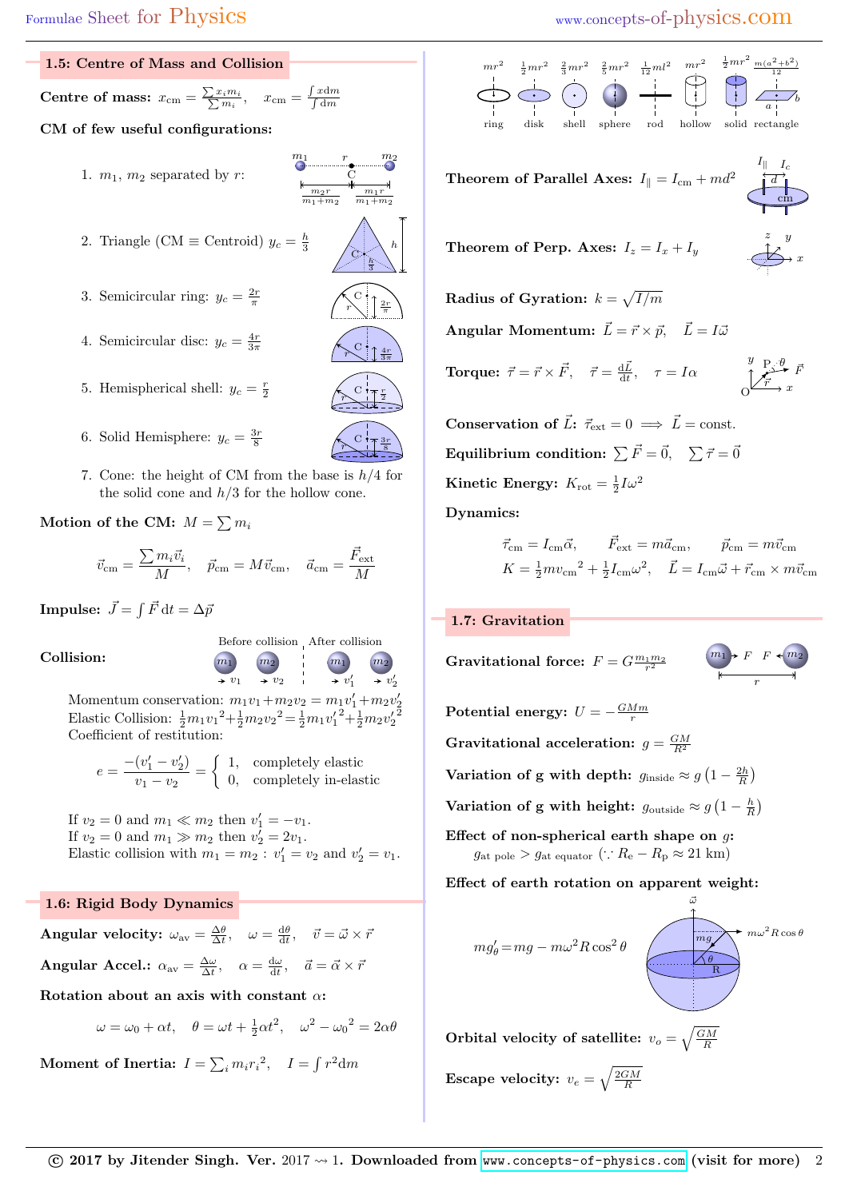## 1.5: Centre of Mass and Collision

**Centre of mass:** $x_{\text{cm}} = \frac{\sum x_i m_i}{\sum m_i}$, $\quad x_{\text{cm}} = \frac{\int x \mathrm{d}m}{\int \mathrm{d}m}$

**CM of few useful configurations:**

1. $m_1$, $m_2$ separated by $r$: (distances from C: $\frac{m_2 r}{m_1+m_2}$ and $\frac{m_1 r}{m_1+m_2}$)
2. Triangle (CM $\equiv$ Centroid) $y_c = \frac{h}{3}$
3. Semicircular ring: $y_c = \frac{2r}{\pi}$
4. Semicircular disc: $y_c = \frac{4r}{3\pi}$
5. Hemispherical shell: $y_c = \frac{r}{2}$
6. Solid Hemisphere: $y_c = \frac{3r}{8}$
7. Cone: the height of CM from the base is $h/4$ for the solid cone and $h/3$ for the hollow cone.

**Motion of the CM:** $M = \sum m_i$

$$\vec{v}_{\text{cm}} = \frac{\sum m_i \vec{v}_i}{M}, \quad \vec{p}_{\text{cm}} = M\vec{v}_{\text{cm}}, \quad \vec{a}_{\text{cm}} = \frac{\vec{F}_{\text{ext}}}{M}$$

**Impulse:** $\vec{J} = \int \vec{F}\,\mathrm{d}t = \Delta\vec{p}$

**Collision:** (Before collision: $m_1$, $m_2$ with $v_1$, $v_2$; After collision: $v_1'$, $v_2'$)

Momentum conservation: $m_1v_1+m_2v_2 = m_1v_1'+m_2v_2'$
Elastic Collision: $\frac{1}{2}m_1{v_1}^2+\frac{1}{2}m_2{v_2}^2 = \frac{1}{2}m_1{v_1'}^2+\frac{1}{2}m_2{v_2'}^2$
Coefficient of restitution:

$$e = \frac{-(v_1'-v_2')}{v_1-v_2} = \begin{cases} 1, & \text{completely elastic} \\ 0, & \text{completely in-elastic} \end{cases}$$

If $v_2 = 0$ and $m_1 \ll m_2$ then $v_1' = -v_1$.
If $v_2 = 0$ and $m_1 \gg m_2$ then $v_2' = 2v_1$.
Elastic collision with $m_1 = m_2$ : $v_1' = v_2$ and $v_2' = v_1$.

## 1.6: Rigid Body Dynamics

**Angular velocity:** $\omega_{\text{av}} = \frac{\Delta\theta}{\Delta t}$, $\quad \omega = \frac{\mathrm{d}\theta}{\mathrm{d}t}$, $\quad \vec{v} = \vec{\omega}\times\vec{r}$

**Angular Accel.:** $\alpha_{\text{av}} = \frac{\Delta\omega}{\Delta t}$, $\quad \alpha = \frac{\mathrm{d}\omega}{\mathrm{d}t}$, $\quad \vec{a} = \vec{\alpha}\times\vec{r}$

**Rotation about an axis with constant $\alpha$:**

$$\omega = \omega_0 + \alpha t, \quad \theta = \omega t + \tfrac{1}{2}\alpha t^2, \quad \omega^2 - {\omega_0}^2 = 2\alpha\theta$$

**Moment of Inertia:** $I = \sum_i m_i {r_i}^2$, $\quad I = \int r^2 \mathrm{d}m$

| $mr^2$ | $\frac{1}{2}mr^2$ | $\frac{2}{3}mr^2$ | $\frac{2}{5}mr^2$ | $\frac{1}{12}ml^2$ | $mr^2$ | $\frac{1}{2}mr^2$ | $\frac{m(a^2+b^2)}{12}$ |
|---|---|---|---|---|---|---|---|
| ring | disk | shell | sphere | rod | hollow | solid | rectangle |

**Theorem of Parallel Axes:** $I_{\parallel} = I_{\text{cm}} + md^2$

**Theorem of Perp. Axes:** $I_z = I_x + I_y$

**Radius of Gyration:** $k = \sqrt{I/m}$

**Angular Momentum:** $\vec{L} = \vec{r}\times\vec{p}$, $\quad \vec{L} = I\vec{\omega}$

**Torque:** $\vec{\tau} = \vec{r}\times\vec{F}$, $\quad \vec{\tau} = \frac{\mathrm{d}\vec{L}}{\mathrm{d}t}$, $\quad \tau = I\alpha$

**Conservation of $\vec{L}$:** $\vec{\tau}_{\text{ext}} = 0 \implies \vec{L} = \text{const.}$

**Equilibrium condition:** $\sum \vec{F} = \vec{0}$, $\quad \sum \vec{\tau} = \vec{0}$

**Kinetic Energy:** $K_{\text{rot}} = \frac{1}{2}I\omega^2$

**Dynamics:**

$$\vec{\tau}_{\text{cm}} = I_{\text{cm}}\vec{\alpha}, \quad \vec{F}_{\text{ext}} = m\vec{a}_{\text{cm}}, \quad \vec{p}_{\text{cm}} = m\vec{v}_{\text{cm}}$$
$$K = \tfrac{1}{2}m{v_{\text{cm}}}^2 + \tfrac{1}{2}I_{\text{cm}}\omega^2, \quad \vec{L} = I_{\text{cm}}\vec{\omega} + \vec{r}_{\text{cm}}\times m\vec{v}_{\text{cm}}$$

## 1.7: Gravitation

**Gravitational force:** $F = G\frac{m_1 m_2}{r^2}$

**Potential energy:** $U = -\frac{GMm}{r}$

**Gravitational acceleration:** $g = \frac{GM}{R^2}$

**Variation of g with depth:** $g_{\text{inside}} \approx g\left(1 - \frac{2h}{R}\right)$

**Variation of g with height:** $g_{\text{outside}} \approx g\left(1 - \frac{h}{R}\right)$

**Effect of non-spherical earth shape on $g$:**
$g_{\text{at pole}} > g_{\text{at equator}}$ ($\because R_{\text{e}} - R_{\text{p}} \approx 21$ km)

**Effect of earth rotation on apparent weight:**

$$mg_\theta' = mg - m\omega^2 R\cos^2\theta$$

**Orbital velocity of satellite:** $v_o = \sqrt{\frac{GM}{R}}$

**Escape velocity:** $v_e = \sqrt{\frac{2GM}{R}}$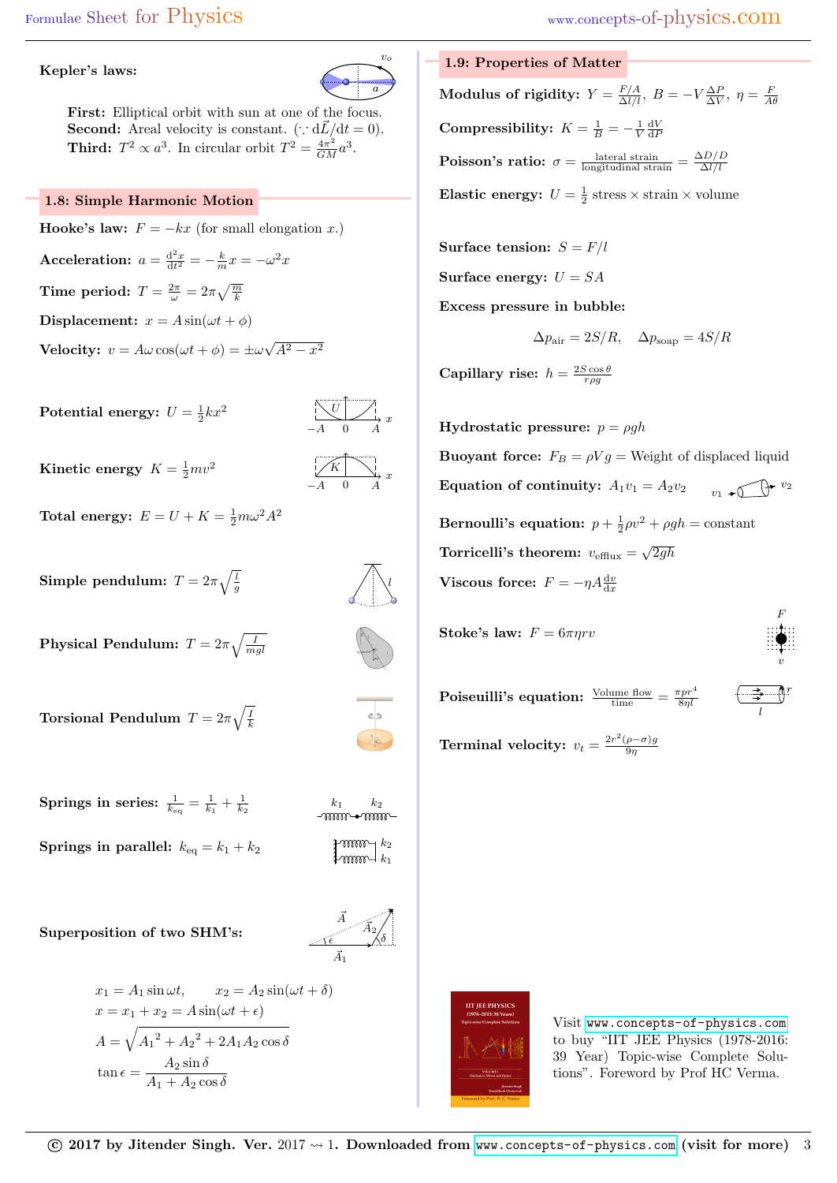**Kepler's laws:**

**First:** Elliptical orbit with sun at one of the focus.
**Second:** Areal velocity is constant. ($\because \mathrm{d}\vec{L}/\mathrm{d}t = 0$).
**Third:** $T^2 \propto a^3$. In circular orbit $T^2 = \frac{4\pi^2}{GM}a^3$.

## 1.8: Simple Harmonic Motion

**Hooke's law:** $F = -kx$ (for small elongation $x$.)

**Acceleration:** $a = \frac{\mathrm{d}^2x}{\mathrm{d}t^2} = -\frac{k}{m}x = -\omega^2 x$

**Time period:** $T = \frac{2\pi}{\omega} = 2\pi\sqrt{\frac{m}{k}}$

**Displacement:** $x = A\sin(\omega t + \phi)$

**Velocity:** $v = A\omega\cos(\omega t + \phi) = \pm\omega\sqrt{A^2 - x^2}$

**Potential energy:** $U = \frac{1}{2}kx^2$

**Kinetic energy** $K = \frac{1}{2}mv^2$

**Total energy:** $E = U + K = \frac{1}{2}m\omega^2 A^2$

**Simple pendulum:** $T = 2\pi\sqrt{\frac{l}{g}}$

**Physical Pendulum:** $T = 2\pi\sqrt{\frac{I}{mgl}}$

**Torsional Pendulum** $T = 2\pi\sqrt{\frac{I}{k}}$

**Springs in series:** $\frac{1}{k_{\mathrm{eq}}} = \frac{1}{k_1} + \frac{1}{k_2}$

**Springs in parallel:** $k_{\mathrm{eq}} = k_1 + k_2$

**Superposition of two SHM's:**

$$x_1 = A_1 \sin\omega t, \qquad x_2 = A_2\sin(\omega t + \delta)$$
$$x = x_1 + x_2 = A\sin(\omega t + \epsilon)$$
$$A = \sqrt{{A_1}^2 + {A_2}^2 + 2A_1A_2\cos\delta}$$
$$\tan\epsilon = \frac{A_2\sin\delta}{A_1 + A_2\cos\delta}$$

## 1.9: Properties of Matter

**Modulus of rigidity:** $Y = \frac{F/A}{\Delta l/l}$, $B = -V\frac{\Delta P}{\Delta V}$, $\eta = \frac{F}{A\theta}$

**Compressibility:** $K = \frac{1}{B} = -\frac{1}{V}\frac{\mathrm{d}V}{\mathrm{d}P}$

**Poisson's ratio:** $\sigma = \frac{\text{lateral strain}}{\text{longitudinal strain}} = \frac{\Delta D/D}{\Delta l/l}$

**Elastic energy:** $U = \frac{1}{2}$ stress $\times$ strain $\times$ volume

**Surface tension:** $S = F/l$

**Surface energy:** $U = SA$

**Excess pressure in bubble:**

$$\Delta p_{\text{air}} = 2S/R, \quad \Delta p_{\text{soap}} = 4S/R$$

**Capillary rise:** $h = \frac{2S\cos\theta}{r\rho g}$

**Hydrostatic pressure:** $p = \rho g h$

**Buoyant force:** $F_B = \rho V g =$ Weight of displaced liquid

**Equation of continuity:** $A_1 v_1 = A_2 v_2$

**Bernoulli's equation:** $p + \frac{1}{2}\rho v^2 + \rho g h =$ constant

**Torricelli's theorem:** $v_{\text{efflux}} = \sqrt{2gh}$

**Viscous force:** $F = -\eta A\frac{\mathrm{d}v}{\mathrm{d}x}$

**Stoke's law:** $F = 6\pi\eta r v$

**Poiseuilli's equation:** $\frac{\text{Volume flow}}{\text{time}} = \frac{\pi p r^4}{8\eta l}$

**Terminal velocity:** $v_t = \frac{2r^2(\rho - \sigma)g}{9\eta}$

Visit www.concepts-of-physics.com to buy "IIT JEE Physics (1978-2016: 39 Year) Topic-wise Complete Solutions". Foreword by Prof HC Verma.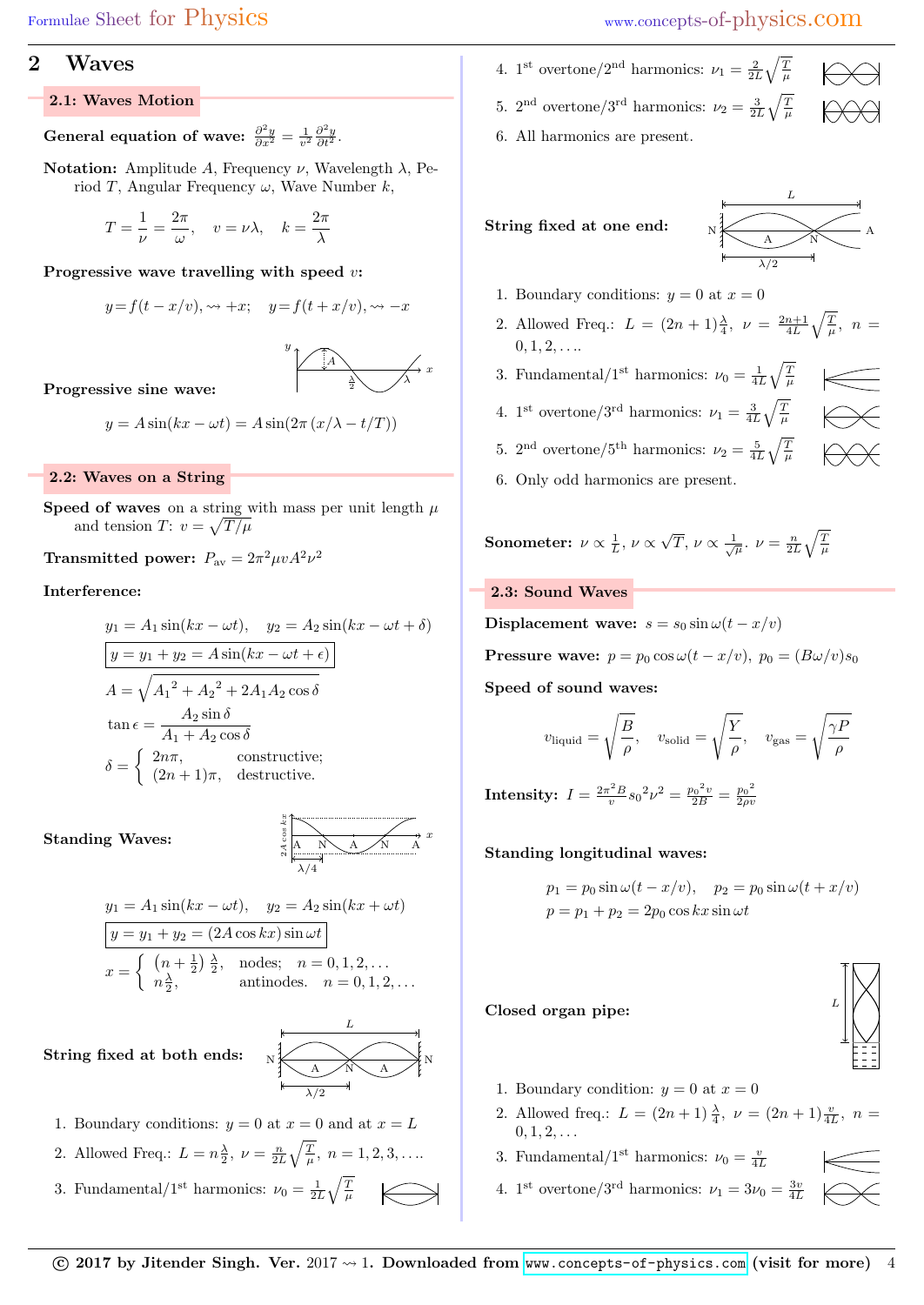## 2 Waves

### 2.1: Waves Motion

**General equation of wave:** $\frac{\partial^2 y}{\partial x^2} = \frac{1}{v^2}\frac{\partial^2 y}{\partial t^2}$.

**Notation:** Amplitude $A$, Frequency $\nu$, Wavelength $\lambda$, Period $T$, Angular Frequency $\omega$, Wave Number $k$,

$$T = \frac{1}{\nu} = \frac{2\pi}{\omega}, \quad v = \nu\lambda, \quad k = \frac{2\pi}{\lambda}$$

**Progressive wave travelling with speed** $v$:

$$y = f(t - x/v), \rightsquigarrow +x; \quad y = f(t + x/v), \rightsquigarrow -x$$

**Progressive sine wave:**

$$y = A\sin(kx - \omega t) = A\sin(2\pi\,(x/\lambda - t/T))$$

### 2.2: Waves on a String

**Speed of waves** on a string with mass per unit length $\mu$ and tension $T$: $v = \sqrt{T/\mu}$

**Transmitted power:** $P_{\text{av}} = 2\pi^2\mu v A^2\nu^2$

**Interference:**

$$y_1 = A_1\sin(kx - \omega t), \quad y_2 = A_2\sin(kx - \omega t + \delta)$$

$$y = y_1 + y_2 = A\sin(kx - \omega t + \epsilon)$$

$$A = \sqrt{{A_1}^2 + {A_2}^2 + 2A_1A_2\cos\delta}$$

$$\tan\epsilon = \frac{A_2\sin\delta}{A_1 + A_2\cos\delta}$$

$$\delta = \begin{cases} 2n\pi, & \text{constructive;} \\ (2n+1)\pi, & \text{destructive.} \end{cases}$$

**Standing Waves:**

$$y_1 = A_1\sin(kx - \omega t), \quad y_2 = A_2\sin(kx + \omega t)$$

$$y = y_1 + y_2 = (2A\cos kx)\sin\omega t$$

$$x = \begin{cases} \left(n + \frac{1}{2}\right)\frac{\lambda}{2}, & \text{nodes;} \quad n = 0, 1, 2, \ldots \\ n\frac{\lambda}{2}, & \text{antinodes.} \quad n = 0, 1, 2, \ldots \end{cases}$$

**String fixed at both ends:**

1. Boundary conditions: $y = 0$ at $x = 0$ and at $x = L$
2. Allowed Freq.: $L = n\frac{\lambda}{2}$, $\nu = \frac{n}{2L}\sqrt{\frac{T}{\mu}}$, $n = 1, 2, 3, \ldots$.
3. Fundamental/1[st] harmonics: $\nu_0 = \frac{1}{2L}\sqrt{\frac{T}{\mu}}$
4. 1[st] overtone/2[nd] harmonics: $\nu_1 = \frac{2}{2L}\sqrt{\frac{T}{\mu}}$
5. 2[nd] overtone/3[rd] harmonics: $\nu_2 = \frac{3}{2L}\sqrt{\frac{T}{\mu}}$
6. All harmonics are present.

**String fixed at one end:**

1. Boundary conditions: $y = 0$ at $x = 0$
2. Allowed Freq.: $L = (2n+1)\frac{\lambda}{4}$, $\nu = \frac{2n+1}{4L}\sqrt{\frac{T}{\mu}}$, $n = 0, 1, 2, \ldots$.
3. Fundamental/1[st] harmonics: $\nu_0 = \frac{1}{4L}\sqrt{\frac{T}{\mu}}$
4. 1[st] overtone/3[rd] harmonics: $\nu_1 = \frac{3}{4L}\sqrt{\frac{T}{\mu}}$
5. 2[nd] overtone/5[th] harmonics: $\nu_2 = \frac{5}{4L}\sqrt{\frac{T}{\mu}}$
6. Only odd harmonics are present.

**Sonometer:** $\nu \propto \frac{1}{L}$, $\nu \propto \sqrt{T}$, $\nu \propto \frac{1}{\sqrt{\mu}}$. $\nu = \frac{n}{2L}\sqrt{\frac{T}{\mu}}$

### 2.3: Sound Waves

**Displacement wave:** $s = s_0\sin\omega(t - x/v)$

**Pressure wave:** $p = p_0\cos\omega(t - x/v)$, $p_0 = (B\omega/v)s_0$

**Speed of sound waves:**

$$v_{\text{liquid}} = \sqrt{\frac{B}{\rho}}, \quad v_{\text{solid}} = \sqrt{\frac{Y}{\rho}}, \quad v_{\text{gas}} = \sqrt{\frac{\gamma P}{\rho}}$$

**Intensity:** $I = \frac{2\pi^2 B}{v}{s_0}^2\nu^2 = \frac{{p_0}^2 v}{2B} = \frac{{p_0}^2}{2\rho v}$

**Standing longitudinal waves:**

$$p_1 = p_0\sin\omega(t - x/v), \quad p_2 = p_0\sin\omega(t + x/v)$$

$$p = p_1 + p_2 = 2p_0\cos kx\sin\omega t$$

**Closed organ pipe:**

1. Boundary condition: $y = 0$ at $x = 0$
2. Allowed freq.: $L = (2n+1)\frac{\lambda}{4}$, $\nu = (2n+1)\frac{v}{4L}$, $n = 0, 1, 2, \ldots$
3. Fundamental/1[st] harmonics: $\nu_0 = \frac{v}{4L}$
4. 1[st] overtone/3[rd] harmonics: $\nu_1 = 3\nu_0 = \frac{3v}{4L}$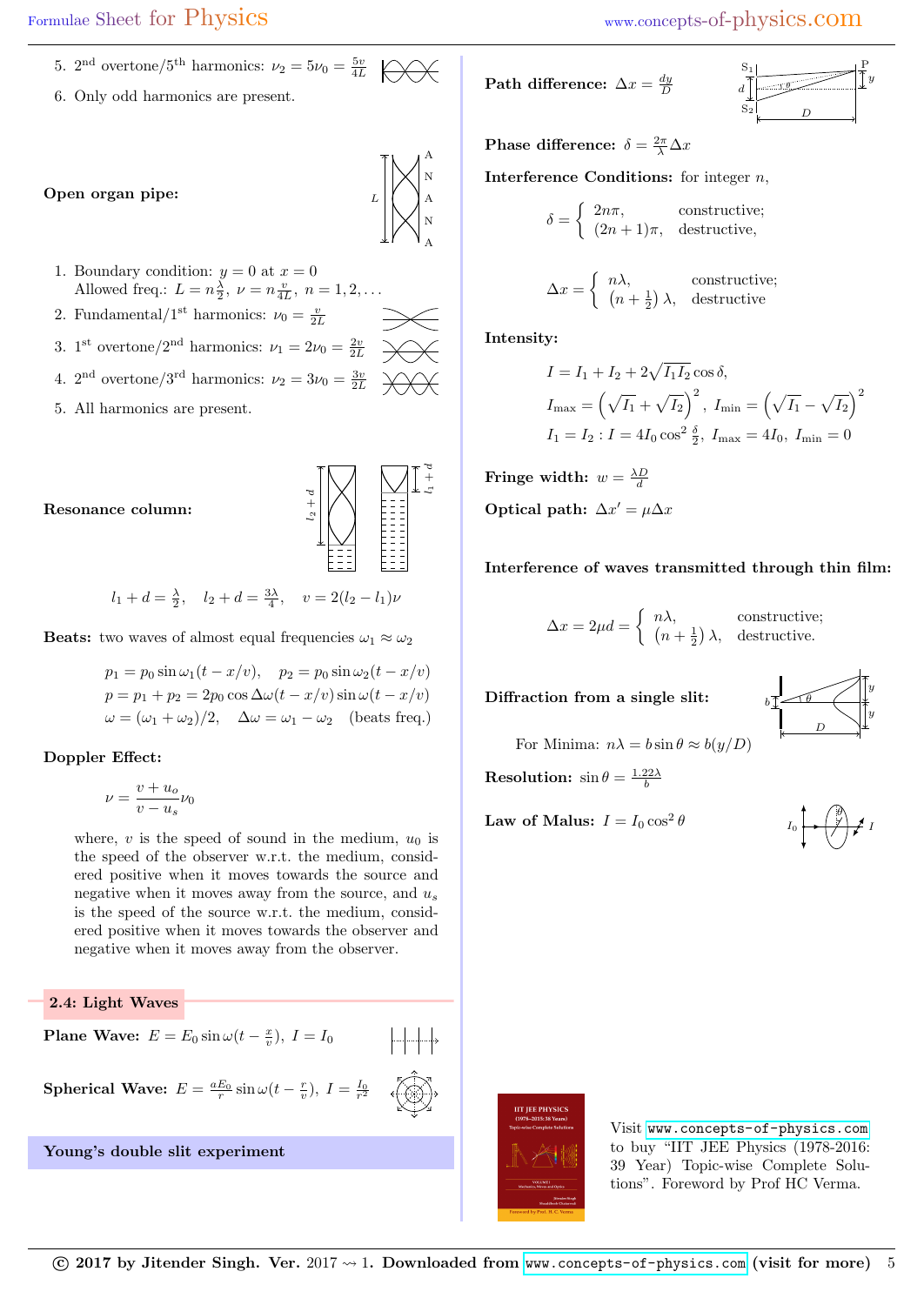5. 2[nd] overtone/5[th] harmonics: $\nu_2 = 5\nu_0 = \frac{5v}{4L}$
6. Only odd harmonics are present.

**Open organ pipe:**

1. Boundary condition: $y = 0$ at $x = 0$
   Allowed freq.: $L = n\frac{\lambda}{2}$, $\nu = n\frac{v}{4L}$, $n = 1, 2, \ldots$
2. Fundamental/1[st] harmonics: $\nu_0 = \frac{v}{2L}$
3. 1[st] overtone/2[nd] harmonics: $\nu_1 = 2\nu_0 = \frac{2v}{2L}$
4. 2[nd] overtone/3[rd] harmonics: $\nu_2 = 3\nu_0 = \frac{3v}{2L}$
5. All harmonics are present.

**Resonance column:**

$$l_1 + d = \frac{\lambda}{2}, \quad l_2 + d = \frac{3\lambda}{4}, \quad v = 2(l_2 - l_1)\nu$$

**Beats:** two waves of almost equal frequencies $\omega_1 \approx \omega_2$

$$p_1 = p_0 \sin\omega_1(t - x/v), \quad p_2 = p_0 \sin\omega_2(t - x/v)$$
$$p = p_1 + p_2 = 2p_0 \cos\Delta\omega(t - x/v)\sin\omega(t - x/v)$$
$$\omega = (\omega_1 + \omega_2)/2, \quad \Delta\omega = \omega_1 - \omega_2 \quad \text{(beats freq.)}$$

**Doppler Effect:**

$$\nu = \frac{v + u_o}{v - u_s}\nu_0$$

where, $v$ is the speed of sound in the medium, $u_0$ is the speed of the observer w.r.t. the medium, considered positive when it moves towards the source and negative when it moves away from the source, and $u_s$ is the speed of the source w.r.t. the medium, considered positive when it moves towards the observer and negative when it moves away from the observer.

## 2.4: Light Waves

**Plane Wave:** $E = E_0 \sin\omega(t - \frac{x}{v})$, $I = I_0$

**Spherical Wave:** $E = \frac{aE_0}{r}\sin\omega(t - \frac{r}{v})$, $I = \frac{I_0}{r^2}$

### Young's double slit experiment

**Path difference:** $\Delta x = \frac{dy}{D}$

**Phase difference:** $\delta = \frac{2\pi}{\lambda}\Delta x$

**Interference Conditions:** for integer $n$,

$$\delta = \begin{cases} 2n\pi, & \text{constructive;} \\ (2n+1)\pi, & \text{destructive,} \end{cases}$$

$$\Delta x = \begin{cases} n\lambda, & \text{constructive;} \\ \left(n + \frac{1}{2}\right)\lambda, & \text{destructive} \end{cases}$$

**Intensity:**

$$I = I_1 + I_2 + 2\sqrt{I_1 I_2}\cos\delta,$$
$$I_{\max} = \left(\sqrt{I_1} + \sqrt{I_2}\right)^2, \; I_{\min} = \left(\sqrt{I_1} - \sqrt{I_2}\right)^2$$
$$I_1 = I_2 : I = 4I_0\cos^2\frac{\delta}{2}, \; I_{\max} = 4I_0, \; I_{\min} = 0$$

**Fringe width:** $w = \frac{\lambda D}{d}$

**Optical path:** $\Delta x' = \mu\Delta x$

**Interference of waves transmitted through thin film:**

$$\Delta x = 2\mu d = \begin{cases} n\lambda, & \text{constructive;} \\ \left(n + \frac{1}{2}\right)\lambda, & \text{destructive.} \end{cases}$$

**Diffraction from a single slit:**

For Minima: $n\lambda = b\sin\theta \approx b(y/D)$

**Resolution:** $\sin\theta = \frac{1.22\lambda}{b}$

**Law of Malus:** $I = I_0\cos^2\theta$

Visit www.concepts-of-physics.com to buy "IIT JEE Physics (1978-2016: 39 Year) Topic-wise Complete Solutions". Foreword by Prof HC Verma.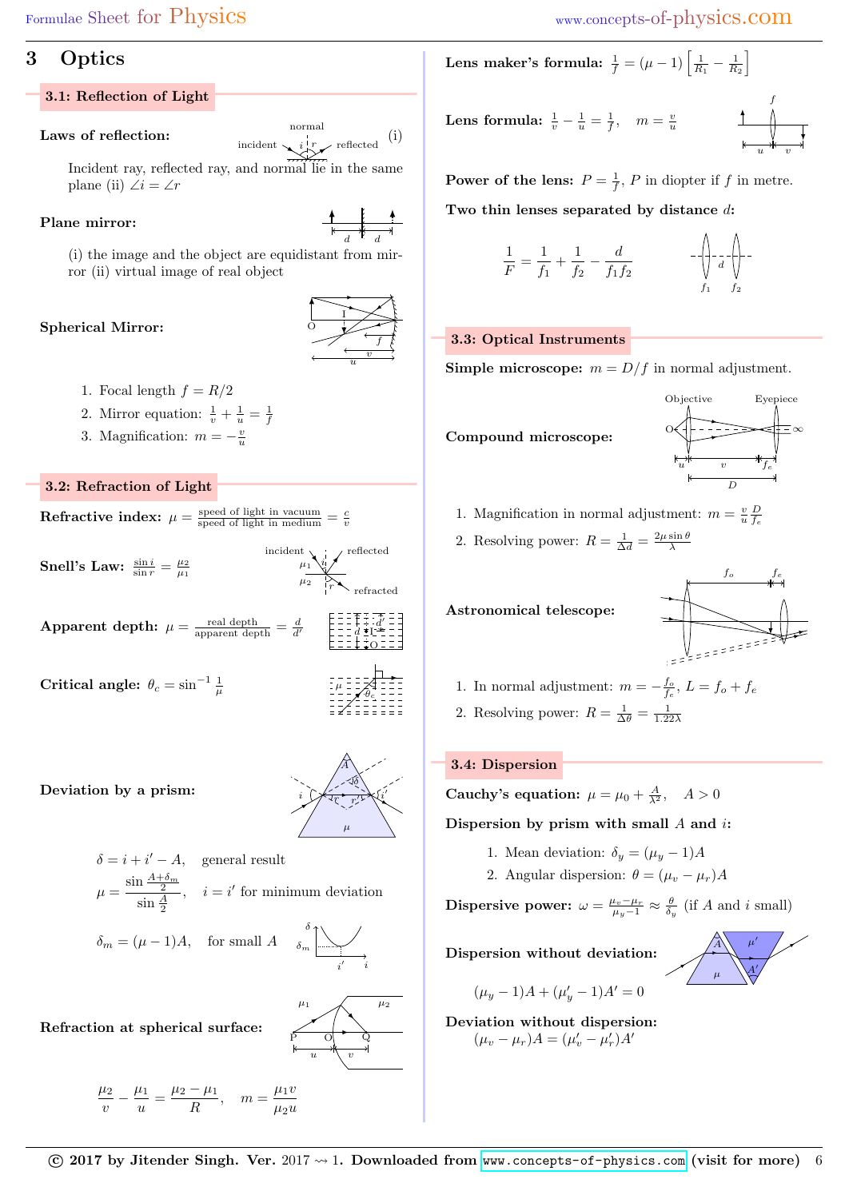# 3 Optics

## 3.1: Reflection of Light

**Laws of reflection:** (i) Incident ray, reflected ray, and normal lie in the same plane (ii) $\angle i = \angle r$

**Plane mirror:**

(i) the image and the object are equidistant from mirror (ii) virtual image of real object

**Spherical Mirror:**

1. Focal length $f = R/2$
2. Mirror equation: $\frac{1}{v} + \frac{1}{u} = \frac{1}{f}$
3. Magnification: $m = -\frac{v}{u}$

## 3.2: Refraction of Light

**Refractive index:** $\mu = \frac{\text{speed of light in vacuum}}{\text{speed of light in medium}} = \frac{c}{v}$

**Snell's Law:** $\frac{\sin i}{\sin r} = \frac{\mu_2}{\mu_1}$

**Apparent depth:** $\mu = \frac{\text{real depth}}{\text{apparent depth}} = \frac{d}{d'}$

**Critical angle:** $\theta_c = \sin^{-1}\frac{1}{\mu}$

**Deviation by a prism:**

$\delta = i + i' - A$, general result

$\mu = \dfrac{\sin\frac{A+\delta_m}{2}}{\sin\frac{A}{2}}$, $i = i'$ for minimum deviation

$\delta_m = (\mu - 1)A$, for small $A$

**Refraction at spherical surface:**

$$\frac{\mu_2}{v} - \frac{\mu_1}{u} = \frac{\mu_2 - \mu_1}{R}, \quad m = \frac{\mu_1 v}{\mu_2 u}$$

**Lens maker's formula:** $\frac{1}{f} = (\mu - 1)\left[\frac{1}{R_1} - \frac{1}{R_2}\right]$

**Lens formula:** $\frac{1}{v} - \frac{1}{u} = \frac{1}{f}$, $m = \frac{v}{u}$

**Power of the lens:** $P = \frac{1}{f}$, $P$ in diopter if $f$ in metre.

**Two thin lenses separated by distance $d$:**

$$\frac{1}{F} = \frac{1}{f_1} + \frac{1}{f_2} - \frac{d}{f_1 f_2}$$

## 3.3: Optical Instruments

**Simple microscope:** $m = D/f$ in normal adjustment.

**Compound microscope:**

1. Magnification in normal adjustment: $m = \frac{v}{u}\frac{D}{f_e}$
2. Resolving power: $R = \frac{1}{\Delta d} = \frac{2\mu\sin\theta}{\lambda}$

**Astronomical telescope:**

1. In normal adjustment: $m = -\frac{f_o}{f_e}$, $L = f_o + f_e$
2. Resolving power: $R = \frac{1}{\Delta\theta} = \frac{1}{1.22\lambda}$

## 3.4: Dispersion

**Cauchy's equation:** $\mu = \mu_0 + \frac{A}{\lambda^2}$, $A > 0$

**Dispersion by prism with small $A$ and $i$:**

1. Mean deviation: $\delta_y = (\mu_y - 1)A$
2. Angular dispersion: $\theta = (\mu_v - \mu_r)A$

**Dispersive power:** $\omega = \frac{\mu_v - \mu_r}{\mu_y - 1} \approx \frac{\theta}{\delta_y}$ (if $A$ and $i$ small)

**Dispersion without deviation:**

$$(\mu_y - 1)A + (\mu'_y - 1)A' = 0$$

**Deviation without dispersion:**

$$(\mu_v - \mu_r)A = (\mu'_v - \mu'_r)A'$$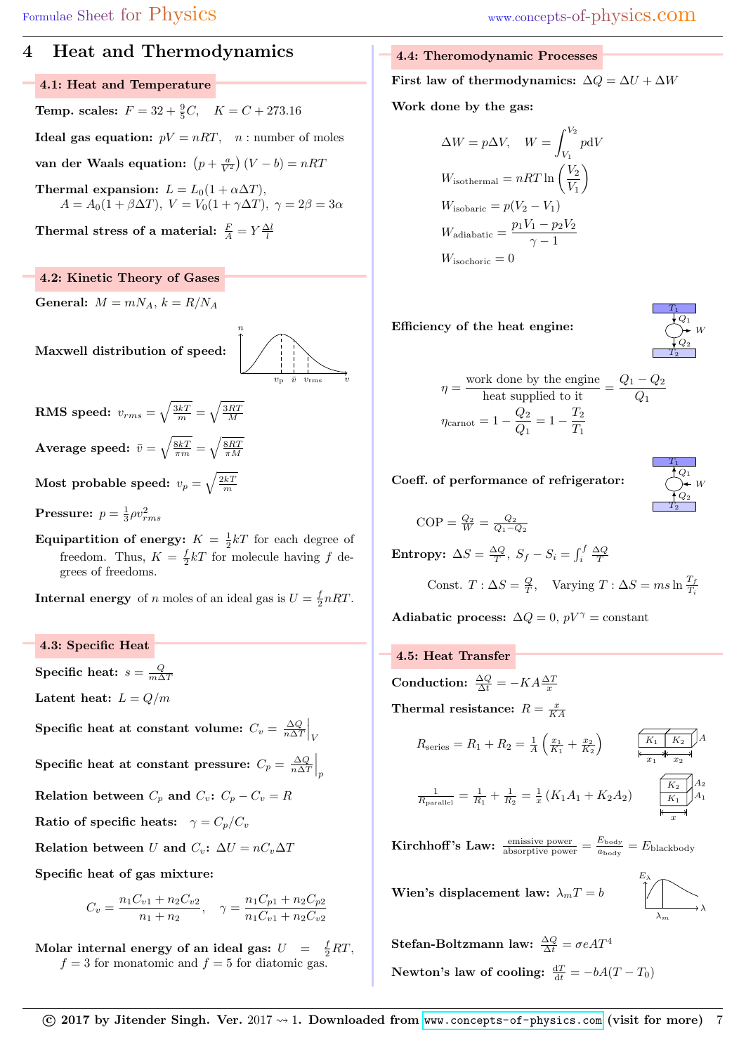# 4 Heat and Thermodynamics

## 4.1: Heat and Temperature

**Temp. scales:** $F = 32 + \frac{9}{5}C$, $\quad K = C + 273.16$

**Ideal gas equation:** $pV = nRT$, $\quad n$ : number of moles

**van der Waals equation:** $\left(p + \frac{a}{V^2}\right)(V - b) = nRT$

**Thermal expansion:** $L = L_0(1 + \alpha\Delta T)$,
$A = A_0(1 + \beta\Delta T)$, $V = V_0(1 + \gamma\Delta T)$, $\gamma = 2\beta = 3\alpha$

**Thermal stress of a material:** $\frac{F}{A} = Y\frac{\Delta l}{l}$

## 4.2: Kinetic Theory of Gases

**General:** $M = mN_A$, $k = R/N_A$

**Maxwell distribution of speed:**

**RMS speed:** $v_{rms} = \sqrt{\frac{3kT}{m}} = \sqrt{\frac{3RT}{M}}$

**Average speed:** $\bar{v} = \sqrt{\frac{8kT}{\pi m}} = \sqrt{\frac{8RT}{\pi M}}$

**Most probable speed:** $v_p = \sqrt{\frac{2kT}{m}}$

**Pressure:** $p = \frac{1}{3}\rho v_{rms}^2$

**Equipartition of energy:** $K = \frac{1}{2}kT$ for each degree of freedom. Thus, $K = \frac{f}{2}kT$ for molecule having $f$ degrees of freedoms.

**Internal energy** of $n$ moles of an ideal gas is $U = \frac{f}{2}nRT$.

## 4.3: Specific Heat

**Specific heat:** $s = \frac{Q}{m\Delta T}$

**Latent heat:** $L = Q/m$

**Specific heat at constant volume:** $C_v = \left.\frac{\Delta Q}{n\Delta T}\right|_V$

**Specific heat at constant pressure:** $C_p = \left.\frac{\Delta Q}{n\Delta T}\right|_p$

**Relation between $C_p$ and $C_v$:** $C_p - C_v = R$

**Ratio of specific heats:** $\gamma = C_p/C_v$

**Relation between $U$ and $C_v$:** $\Delta U = nC_v\Delta T$

**Specific heat of gas mixture:**

$$C_v = \frac{n_1 C_{v1} + n_2 C_{v2}}{n_1 + n_2}, \quad \gamma = \frac{n_1 C_{p1} + n_2 C_{p2}}{n_1 C_{v1} + n_2 C_{v2}}$$

**Molar internal energy of an ideal gas:** $U = \frac{f}{2}RT$, $f = 3$ for monatomic and $f = 5$ for diatomic gas.

## 4.4: Theromodynamic Processes

**First law of thermodynamics:** $\Delta Q = \Delta U + \Delta W$

**Work done by the gas:**

$$\Delta W = p\Delta V, \quad W = \int_{V_1}^{V_2} p\mathrm{d}V$$

$$W_{\text{isothermal}} = nRT\ln\left(\frac{V_2}{V_1}\right)$$

$$W_{\text{isobaric}} = p(V_2 - V_1)$$

$$W_{\text{adiabatic}} = \frac{p_1V_1 - p_2V_2}{\gamma - 1}$$

$$W_{\text{isochoric}} = 0$$

**Efficiency of the heat engine:**

$$\eta = \frac{\text{work done by the engine}}{\text{heat supplied to it}} = \frac{Q_1 - Q_2}{Q_1}$$

$$\eta_{\text{carnot}} = 1 - \frac{Q_2}{Q_1} = 1 - \frac{T_2}{T_1}$$

**Coeff. of performance of refrigerator:**

$$\text{COP} = \frac{Q_2}{W} = \frac{Q_2}{Q_1 - Q_2}$$

**Entropy:** $\Delta S = \frac{\Delta Q}{T}$, $S_f - S_i = \int_i^f \frac{\Delta Q}{T}$

Const. $T: \Delta S = \frac{Q}{T}$, $\quad$ Varying $T: \Delta S = ms\ln\frac{T_f}{T_i}$

**Adiabatic process:** $\Delta Q = 0$, $pV^\gamma =$ constant

## 4.5: Heat Transfer

**Conduction:** $\frac{\Delta Q}{\Delta t} = -KA\frac{\Delta T}{x}$

**Thermal resistance:** $R = \frac{x}{KA}$

$$R_{\text{series}} = R_1 + R_2 = \frac{1}{A}\left(\frac{x_1}{K_1} + \frac{x_2}{K_2}\right)$$

$$\frac{1}{R_{\text{parallel}}} = \frac{1}{R_1} + \frac{1}{R_2} = \frac{1}{x}(K_1A_1 + K_2A_2)$$

**Kirchhoff's Law:** $\frac{\text{emissive power}}{\text{absorptive power}} = \frac{E_{\text{body}}}{a_{\text{body}}} = E_{\text{blackbody}}$

**Wien's displacement law:** $\lambda_m T = b$

**Stefan-Boltzmann law:** $\frac{\Delta Q}{\Delta t} = \sigma e A T^4$

**Newton's law of cooling:** $\frac{\mathrm{d}T}{\mathrm{d}t} = -bA(T - T_0)$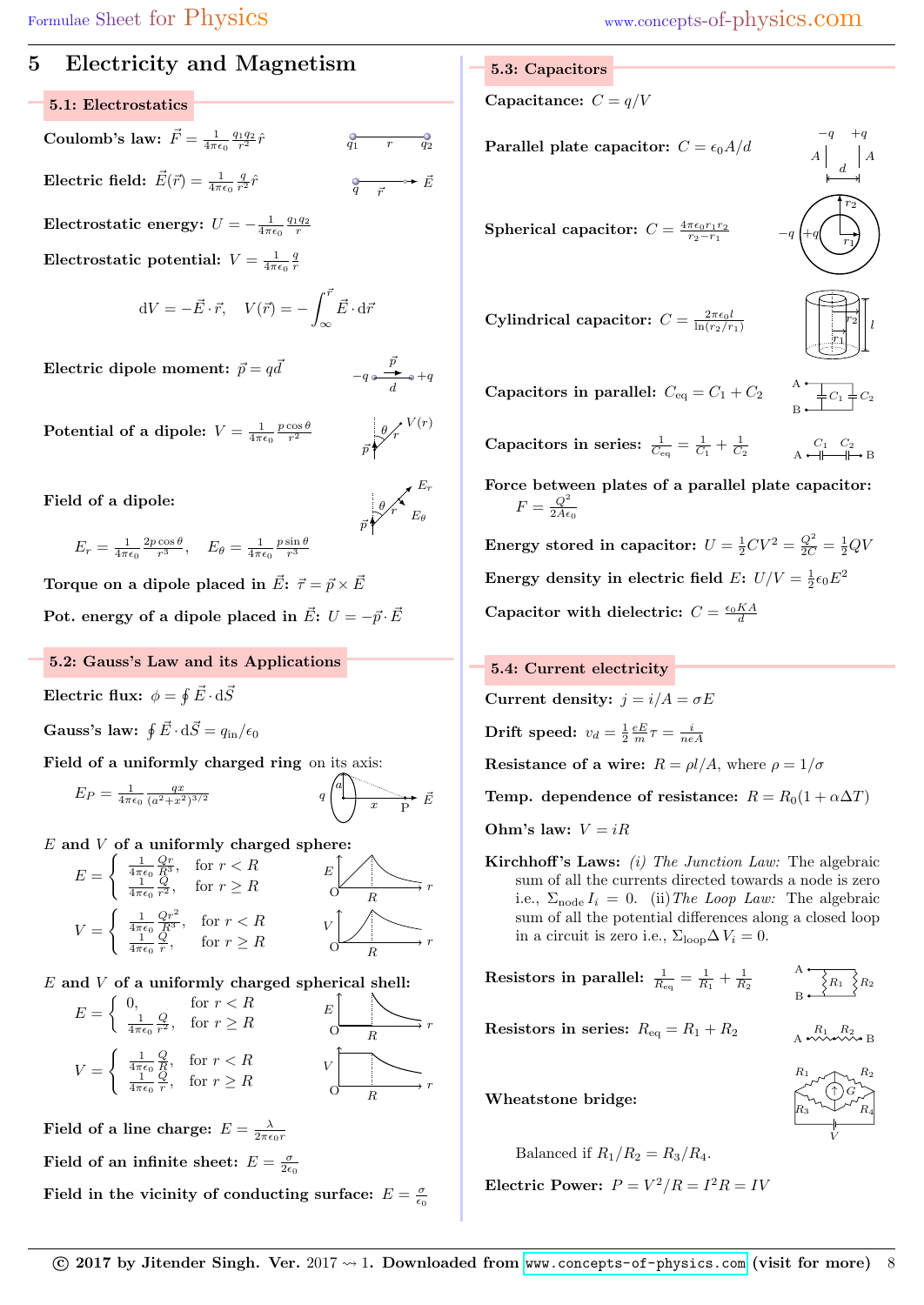# 5 Electricity and Magnetism

## 5.1: Electrostatics

**Coulomb's law:** $\vec{F} = \frac{1}{4\pi\epsilon_0}\frac{q_1 q_2}{r^2}\hat{r}$

**Electric field:** $\vec{E}(\vec{r}) = \frac{1}{4\pi\epsilon_0}\frac{q}{r^2}\hat{r}$

**Electrostatic energy:** $U = -\frac{1}{4\pi\epsilon_0}\frac{q_1 q_2}{r}$

**Electrostatic potential:** $V = \frac{1}{4\pi\epsilon_0}\frac{q}{r}$

$$\mathrm{d}V = -\vec{E}\cdot\vec{r}, \quad V(\vec{r}) = -\int_{\infty}^{\vec{r}} \vec{E}\cdot\mathrm{d}\vec{r}$$

**Electric dipole moment:** $\vec{p} = q\vec{d}$

**Potential of a dipole:** $V = \frac{1}{4\pi\epsilon_0}\frac{p\cos\theta}{r^2}$

**Field of a dipole:**

$$E_r = \frac{1}{4\pi\epsilon_0}\frac{2p\cos\theta}{r^3}, \quad E_\theta = \frac{1}{4\pi\epsilon_0}\frac{p\sin\theta}{r^3}$$

**Torque on a dipole placed in $\vec{E}$:** $\vec{\tau} = \vec{p}\times\vec{E}$

**Pot. energy of a dipole placed in $\vec{E}$:** $U = -\vec{p}\cdot\vec{E}$

## 5.2: Gauss's Law and its Applications

**Electric flux:** $\phi = \oint \vec{E}\cdot\mathrm{d}\vec{S}$

**Gauss's law:** $\oint \vec{E}\cdot\mathrm{d}\vec{S} = q_{\text{in}}/\epsilon_0$

**Field of a uniformly charged ring** on its axis:

$$E_P = \frac{1}{4\pi\epsilon_0}\frac{qx}{(a^2+x^2)^{3/2}}$$

***E* and *V* of a uniformly charged sphere:**

$$E = \begin{cases} \frac{1}{4\pi\epsilon_0}\frac{Qr}{R^3}, & \text{for } r < R \\ \frac{1}{4\pi\epsilon_0}\frac{Q}{r^2}, & \text{for } r \geq R \end{cases}$$

$$V = \begin{cases} \frac{1}{4\pi\epsilon_0}\frac{Qr^2}{R^3}, & \text{for } r < R \\ \frac{1}{4\pi\epsilon_0}\frac{Q}{r}, & \text{for } r \geq R \end{cases}$$

***E* and *V* of a uniformly charged spherical shell:**

$$E = \begin{cases} 0, & \text{for } r < R \\ \frac{1}{4\pi\epsilon_0}\frac{Q}{r^2}, & \text{for } r \geq R \end{cases}$$

$$V = \begin{cases} \frac{1}{4\pi\epsilon_0}\frac{Q}{R}, & \text{for } r < R \\ \frac{1}{4\pi\epsilon_0}\frac{Q}{r}, & \text{for } r \geq R \end{cases}$$

**Field of a line charge:** $E = \frac{\lambda}{2\pi\epsilon_0 r}$

**Field of an infinite sheet:** $E = \frac{\sigma}{2\epsilon_0}$

**Field in the vicinity of conducting surface:** $E = \frac{\sigma}{\epsilon_0}$

## 5.3: Capacitors

**Capacitance:** $C = q/V$

**Parallel plate capacitor:** $C = \epsilon_0 A/d$

**Spherical capacitor:** $C = \frac{4\pi\epsilon_0 r_1 r_2}{r_2 - r_1}$

**Cylindrical capacitor:** $C = \frac{2\pi\epsilon_0 l}{\ln(r_2/r_1)}$

**Capacitors in parallel:** $C_{\text{eq}} = C_1 + C_2$

**Capacitors in series:** $\frac{1}{C_{\text{eq}}} = \frac{1}{C_1} + \frac{1}{C_2}$

**Force between plates of a parallel plate capacitor:** $F = \frac{Q^2}{2A\epsilon_0}$

**Energy stored in capacitor:** $U = \frac{1}{2}CV^2 = \frac{Q^2}{2C} = \frac{1}{2}QV$

**Energy density in electric field $E$:** $U/V = \frac{1}{2}\epsilon_0 E^2$

**Capacitor with dielectric:** $C = \frac{\epsilon_0 KA}{d}$

## 5.4: Current electricity

**Current density:** $j = i/A = \sigma E$

**Drift speed:** $v_d = \frac{1}{2}\frac{eE}{m}\tau = \frac{i}{neA}$

**Resistance of a wire:** $R = \rho l/A$, where $\rho = 1/\sigma$

**Temp. dependence of resistance:** $R = R_0(1 + \alpha\Delta T)$

**Ohm's law:** $V = iR$

**Kirchhoff's Laws:** *(i) The Junction Law:* The algebraic sum of all the currents directed towards a node is zero i.e., $\Sigma_{\text{node}} I_i = 0$. (ii) *The Loop Law:* The algebraic sum of all the potential differences along a closed loop in a circuit is zero i.e., $\Sigma_{\text{loop}}\Delta V_i = 0$.

**Resistors in parallel:** $\frac{1}{R_{\text{eq}}} = \frac{1}{R_1} + \frac{1}{R_2}$

**Resistors in series:** $R_{\text{eq}} = R_1 + R_2$

**Wheatstone bridge:**

Balanced if $R_1/R_2 = R_3/R_4$.

**Electric Power:** $P = V^2/R = I^2R = IV$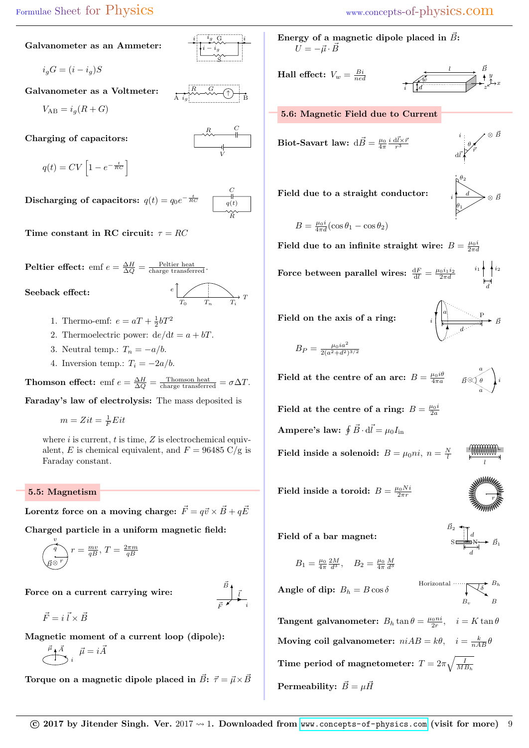**Galvanometer as an Ammeter:**

$i_g G = (i - i_g) S$

**Galvanometer as a Voltmeter:**

$V_{AB} = i_g(R + G)$

**Charging of capacitors:**

$q(t) = CV\left[1 - e^{-\frac{t}{RC}}\right]$

**Discharging of capacitors:** $q(t) = q_0 e^{-\frac{t}{RC}}$

**Time constant in RC circuit:** $\tau = RC$

**Peltier effect:** emf $e = \frac{\Delta H}{\Delta Q} = \frac{\text{Peltier heat}}{\text{charge transferred}}$.

**Seeback effect:**

1. Thermo-emf: $e = aT + \frac{1}{2}bT^2$
2. Thermoelectric power: $\mathrm{d}e/\mathrm{d}t = a + bT$.
3. Neutral temp.: $T_n = -a/b$.
4. Inversion temp.: $T_i = -2a/b$.

**Thomson effect:** emf $e = \frac{\Delta H}{\Delta Q} = \frac{\text{Thomson heat}}{\text{charge transferred}} = \sigma \Delta T$.

**Faraday's law of electrolysis:** The mass deposited is

$$m = Zit = \frac{1}{F}Eit$$

where $i$ is current, $t$ is time, $Z$ is electrochemical equivalent, $E$ is chemical equivalent, and $F = 96485$ C/g is Faraday constant.

## 5.5: Magnetism

**Lorentz force on a moving charge:** $\vec{F} = q\vec{v} \times \vec{B} + q\vec{E}$

**Charged particle in a uniform magnetic field:**

$r = \frac{mv}{qB}$, $T = \frac{2\pi m}{qB}$

**Force on a current carrying wire:**

$\vec{F} = i\,\vec{l} \times \vec{B}$

**Magnetic moment of a current loop (dipole):**

$\vec{\mu} = i\vec{A}$

**Torque on a magnetic dipole placed in $\vec{B}$:** $\vec{\tau} = \vec{\mu} \times \vec{B}$

**Energy of a magnetic dipole placed in $\vec{B}$:**
$U = -\vec{\mu} \cdot \vec{B}$

**Hall effect:** $V_w = \frac{Bi}{ned}$

## 5.6: Magnetic Field due to Current

**Biot-Savart law:** $\mathrm{d}\vec{B} = \frac{\mu_0}{4\pi} \frac{i\,\mathrm{d}\vec{l} \times \vec{r}}{r^3}$

**Field due to a straight conductor:**

$B = \frac{\mu_0 i}{4\pi d}(\cos\theta_1 - \cos\theta_2)$

**Field due to an infinite straight wire:** $B = \frac{\mu_0 i}{2\pi d}$

**Force between parallel wires:** $\frac{\mathrm{d}F}{\mathrm{d}l} = \frac{\mu_0 i_1 i_2}{2\pi d}$

**Field on the axis of a ring:**

$B_P = \frac{\mu_0 i a^2}{2(a^2 + d^2)^{3/2}}$

**Field at the centre of an arc:** $B = \frac{\mu_0 i \theta}{4\pi a}$

**Field at the centre of a ring:** $B = \frac{\mu_0 i}{2a}$

**Ampere's law:** $\oint \vec{B} \cdot \mathrm{d}\vec{l} = \mu_0 I_{\text{in}}$

**Field inside a solenoid:** $B = \mu_0 n i$, $n = \frac{N}{l}$

**Field inside a toroid:** $B = \frac{\mu_0 N i}{2\pi r}$

**Field of a bar magnet:**

$B_1 = \frac{\mu_0}{4\pi}\frac{2M}{d^3}$, $\quad B_2 = \frac{\mu_0}{4\pi}\frac{M}{d^3}$

**Angle of dip:** $B_h = B\cos\delta$

**Tangent galvanometer:** $B_h \tan\theta = \frac{\mu_0 n i}{2r}$, $\quad i = K\tan\theta$

**Moving coil galvanometer:** $niAB = k\theta$, $\quad i = \frac{k}{nAB}\theta$

**Time period of magnetometer:** $T = 2\pi\sqrt{\frac{I}{MB_h}}$

**Permeability:** $\vec{B} = \mu\vec{H}$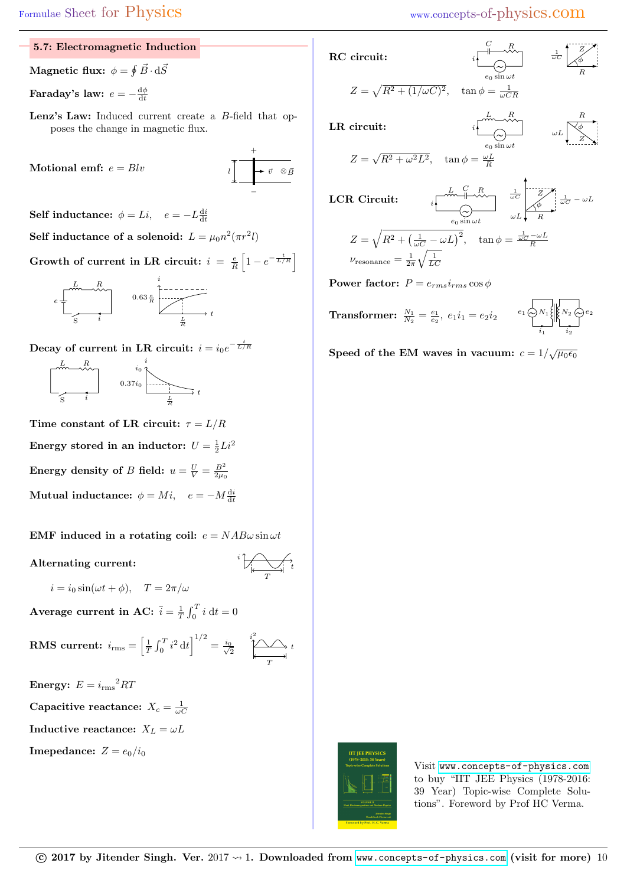## 5.7: Electromagnetic Induction

**Magnetic flux:** $\phi = \oint \vec{B} \cdot \mathrm{d}\vec{S}$

**Faraday's law:** $e = -\frac{\mathrm{d}\phi}{\mathrm{d}t}$

**Lenz's Law:** Induced current create a $B$-field that opposes the change in magnetic flux.

**Motional emf:** $e = Blv$

**Self inductance:** $\phi = Li, \quad e = -L\frac{\mathrm{d}i}{\mathrm{d}t}$

**Self inductance of a solenoid:** $L = \mu_0 n^2(\pi r^2 l)$

**Growth of current in LR circuit:** $i = \frac{e}{R}\left[1 - e^{-\frac{t}{L/R}}\right]$

**Decay of current in LR circuit:** $i = i_0 e^{-\frac{t}{L/R}}$

**Time constant of LR circuit:** $\tau = L/R$

**Energy stored in an inductor:** $U = \frac{1}{2}Li^2$

**Energy density of $B$ field:** $u = \frac{U}{V} = \frac{B^2}{2\mu_0}$

**Mutual inductance:** $\phi = Mi, \quad e = -M\frac{\mathrm{d}i}{\mathrm{d}t}$

**EMF induced in a rotating coil:** $e = NAB\omega \sin\omega t$

**Alternating current:**

$$i = i_0 \sin(\omega t + \phi), \quad T = 2\pi/\omega$$

**Average current in AC:** $\bar{i} = \frac{1}{T}\int_0^T i \, \mathrm{d}t = 0$

**RMS current:** $i_{\mathrm{rms}} = \left[\frac{1}{T}\int_0^T i^2 \, \mathrm{d}t\right]^{1/2} = \frac{i_0}{\sqrt{2}}$

**Energy:** $E = {i_{\mathrm{rms}}}^2 RT$

**Capacitive reactance:** $X_c = \frac{1}{\omega C}$

**Inductive reactance:** $X_L = \omega L$

**Imepedance:** $Z = e_0/i_0$

**RC circuit:**

$$Z = \sqrt{R^2 + (1/\omega C)^2}, \quad \tan\phi = \frac{1}{\omega CR}$$

**LR circuit:**

$$Z = \sqrt{R^2 + \omega^2 L^2}, \quad \tan\phi = \frac{\omega L}{R}$$

**LCR Circuit:**

$$Z = \sqrt{R^2 + \left(\frac{1}{\omega C} - \omega L\right)^2}, \quad \tan\phi = \frac{\frac{1}{\omega C} - \omega L}{R}$$

$$\nu_{\mathrm{resonance}} = \frac{1}{2\pi}\sqrt{\frac{1}{LC}}$$

**Power factor:** $P = e_{rms} i_{rms} \cos\phi$

**Transformer:** $\frac{N_1}{N_2} = \frac{e_1}{e_2}, \; e_1 i_1 = e_2 i_2$

**Speed of the EM waves in vacuum:** $c = 1/\sqrt{\mu_0 \epsilon_0}$

Visit www.concepts-of-physics.com to buy "IIT JEE Physics (1978-2016: 39 Year) Topic-wise Complete Solutions". Foreword by Prof HC Verma.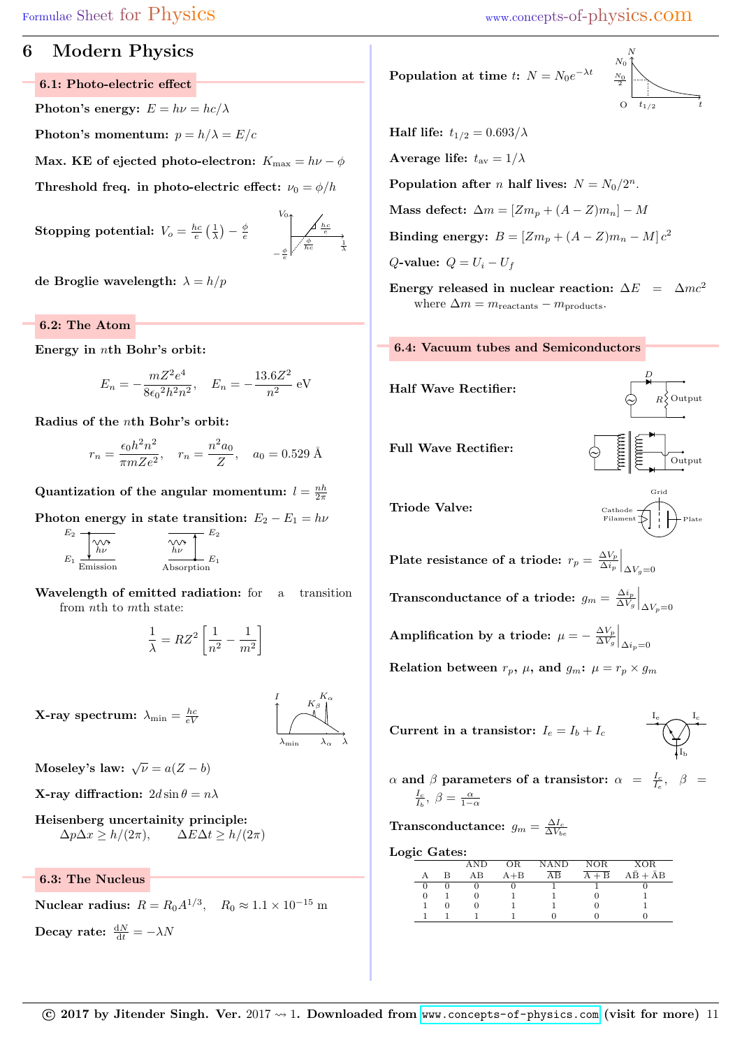# 6 Modern Physics

## 6.1: Photo-electric effect

**Photon's energy:** $E = h\nu = hc/\lambda$

**Photon's momentum:** $p = h/\lambda = E/c$

**Max. KE of ejected photo-electron:** $K_{\max} = h\nu - \phi$

**Threshold freq. in photo-electric effect:** $\nu_0 = \phi/h$

**Stopping potential:** $V_o = \frac{hc}{e}\left(\frac{1}{\lambda}\right) - \frac{\phi}{e}$

**de Broglie wavelength:** $\lambda = h/p$

## 6.2: The Atom

**Energy in $n$th Bohr's orbit:**

$$E_n = -\frac{mZ^2e^4}{8\epsilon_0{}^2h^2n^2}, \quad E_n = -\frac{13.6Z^2}{n^2}\text{ eV}$$

**Radius of the $n$th Bohr's orbit:**

$$r_n = \frac{\epsilon_0 h^2 n^2}{\pi m Z e^2}, \quad r_n = \frac{n^2 a_0}{Z}, \quad a_0 = 0.529\text{ Å}$$

**Quantization of the angular momentum:** $l = \frac{nh}{2\pi}$

**Photon energy in state transition:** $E_2 - E_1 = h\nu$

**Wavelength of emitted radiation:** for a transition from $n$th to $m$th state:

$$\frac{1}{\lambda} = RZ^2\left[\frac{1}{n^2} - \frac{1}{m^2}\right]$$

**X-ray spectrum:** $\lambda_{\min} = \frac{hc}{eV}$

**Moseley's law:** $\sqrt{\nu} = a(Z - b)$

**X-ray diffraction:** $2d\sin\theta = n\lambda$

**Heisenberg uncertainity principle:**
$\Delta p\Delta x \geq h/(2\pi), \qquad \Delta E\Delta t \geq h/(2\pi)$

## 6.3: The Nucleus

**Nuclear radius:** $R = R_0 A^{1/3}, \quad R_0 \approx 1.1 \times 10^{-15}$ m

**Decay rate:** $\frac{dN}{dt} = -\lambda N$

**Population at time $t$:** $N = N_0 e^{-\lambda t}$

**Half life:** $t_{1/2} = 0.693/\lambda$

**Average life:** $t_{\text{av}} = 1/\lambda$

**Population after $n$ half lives:** $N = N_0/2^n$.

**Mass defect:** $\Delta m = [Zm_p + (A - Z)m_n] - M$

**Binding energy:** $B = [Zm_p + (A - Z)m_n - M]\,c^2$

**$Q$-value:** $Q = U_i - U_f$

**Energy released in nuclear reaction:** $\Delta E = \Delta mc^2$
where $\Delta m = m_{\text{reactants}} - m_{\text{products}}$.

## 6.4: Vacuum tubes and Semiconductors

**Half Wave Rectifier:**

**Full Wave Rectifier:**

**Triode Valve:**

**Plate resistance of a triode:** $r_p = \left.\frac{\Delta V_p}{\Delta i_p}\right|_{\Delta V_g = 0}$

**Transconductance of a triode:** $g_m = \left.\frac{\Delta i_p}{\Delta V_g}\right|_{\Delta V_p = 0}$

**Amplification by a triode:** $\mu = -\left.\frac{\Delta V_p}{\Delta V_g}\right|_{\Delta i_p = 0}$

**Relation between $r_p$, $\mu$, and $g_m$:** $\mu = r_p \times g_m$

**Current in a transistor:** $I_e = I_b + I_c$

**$\alpha$ and $\beta$ parameters of a transistor:** $\alpha = \frac{I_c}{I_e}$, $\beta = \frac{I_c}{I_b}$, $\beta = \frac{\alpha}{1-\alpha}$

**Transconductance:** $g_m = \frac{\Delta I_c}{\Delta V_{be}}$

**Logic Gates:**

| A | B | AND $AB$ | OR $A+B$ | NAND $\overline{AB}$ | NOR $\overline{A+B}$ | XOR $A\bar{B} + \bar{A}B$ |
|---|---|---|---|---|---|---|
| 0 | 0 | 0 | 0 | 1 | 1 | 0 |
| 0 | 1 | 0 | 1 | 1 | 0 | 1 |
| 1 | 0 | 0 | 1 | 1 | 0 | 1 |
| 1 | 1 | 1 | 1 | 0 | 0 | 0 |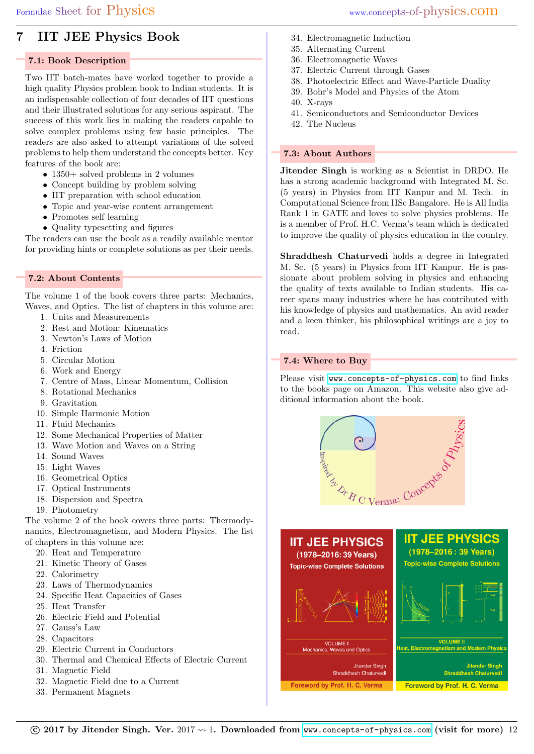# 7 IIT JEE Physics Book

## 7.1: Book Description

Two IIT batch-mates have worked together to provide a high quality Physics problem book to Indian students. It is an indispensable collection of four decades of IIT questions and their illustrated solutions for any serious aspirant. The success of this work lies in making the readers capable to solve complex problems using few basic principles. The readers are also asked to attempt variations of the solved problems to help them understand the concepts better. Key features of the book are:

- 1350+ solved problems in 2 volumes
- Concept building by problem solving
- IIT preparation with school education
- Topic and year-wise content arrangement
- Promotes self learning
- Quality typesetting and figures

The readers can use the book as a readily available mentor for providing hints or complete solutions as per their needs.

## 7.2: About Contents

The volume 1 of the book covers three parts: Mechanics, Waves, and Optics. The list of chapters in this volume are:

1. Units and Measurements
2. Rest and Motion: Kinematics
3. Newton's Laws of Motion
4. Friction
5. Circular Motion
6. Work and Energy
7. Centre of Mass, Linear Momentum, Collision
8. Rotational Mechanics
9. Gravitation
10. Simple Harmonic Motion
11. Fluid Mechanics
12. Some Mechanical Properties of Matter
13. Wave Motion and Waves on a String
14. Sound Waves
15. Light Waves
16. Geometrical Optics
17. Optical Instruments
18. Dispersion and Spectra
19. Photometry

The volume 2 of the book covers three parts: Thermodynamics, Electromagnetism, and Modern Physics. The list of chapters in this volume are:

20. Heat and Temperature
21. Kinetic Theory of Gases
22. Calorimetry
23. Laws of Thermodynamics
24. Specific Heat Capacities of Gases
25. Heat Transfer
26. Electric Field and Potential
27. Gauss's Law
28. Capacitors
29. Electric Current in Conductors
30. Thermal and Chemical Effects of Electric Current
31. Magnetic Field
32. Magnetic Field due to a Current
33. Permanent Magnets
34. Electromagnetic Induction
35. Alternating Current
36. Electromagnetic Waves
37. Electric Current through Gases
38. Photoelectric Effect and Wave-Particle Duality
39. Bohr's Model and Physics of the Atom
40. X-rays
41. Semiconductors and Semiconductor Devices
42. The Nucleus

## 7.3: About Authors

**Jitender Singh** is working as a Scientist in DRDO. He has a strong academic background with Integrated M. Sc. (5 years) in Physics from IIT Kanpur and M. Tech. in Computational Science from IISc Bangalore. He is All India Rank 1 in GATE and loves to solve physics problems. He is a member of Prof. H.C. Verma's team which is dedicated to improve the quality of physics education in the country.

**Shraddhesh Chaturvedi** holds a degree in Integrated M. Sc. (5 years) in Physics from IIT Kanpur. He is passionate about problem solving in physics and enhancing the quality of texts available to Indian students. His career spans many industries where he has contributed with his knowledge of physics and mathematics. An avid reader and a keen thinker, his philosophical writings are a joy to read.

## 7.4: Where to Buy

Please visit www.concepts-of-physics.com to find links to the books page on Amazon. This website also give additional information about the book.

Inspired by Dr H C Verma: Concepts of Physics

IIT JEE PHYSICS
(1978–2016: 39 Years)
Topic-wise Complete Solutions
VOLUME I
Mechanics, Waves and Optics
Jitender Singh
Shraddhesh Chaturvedi
Foreword by Prof. H. C. Verma

IIT JEE PHYSICS
(1978–2016 : 39 Years)
Topic-wise Complete Solutions
VOLUME II
Heat, Electromagnetism and Modern Physics
Jitender Singh
Shraddhesh Chaturvedi
Foreword by Prof. H. C. Verma